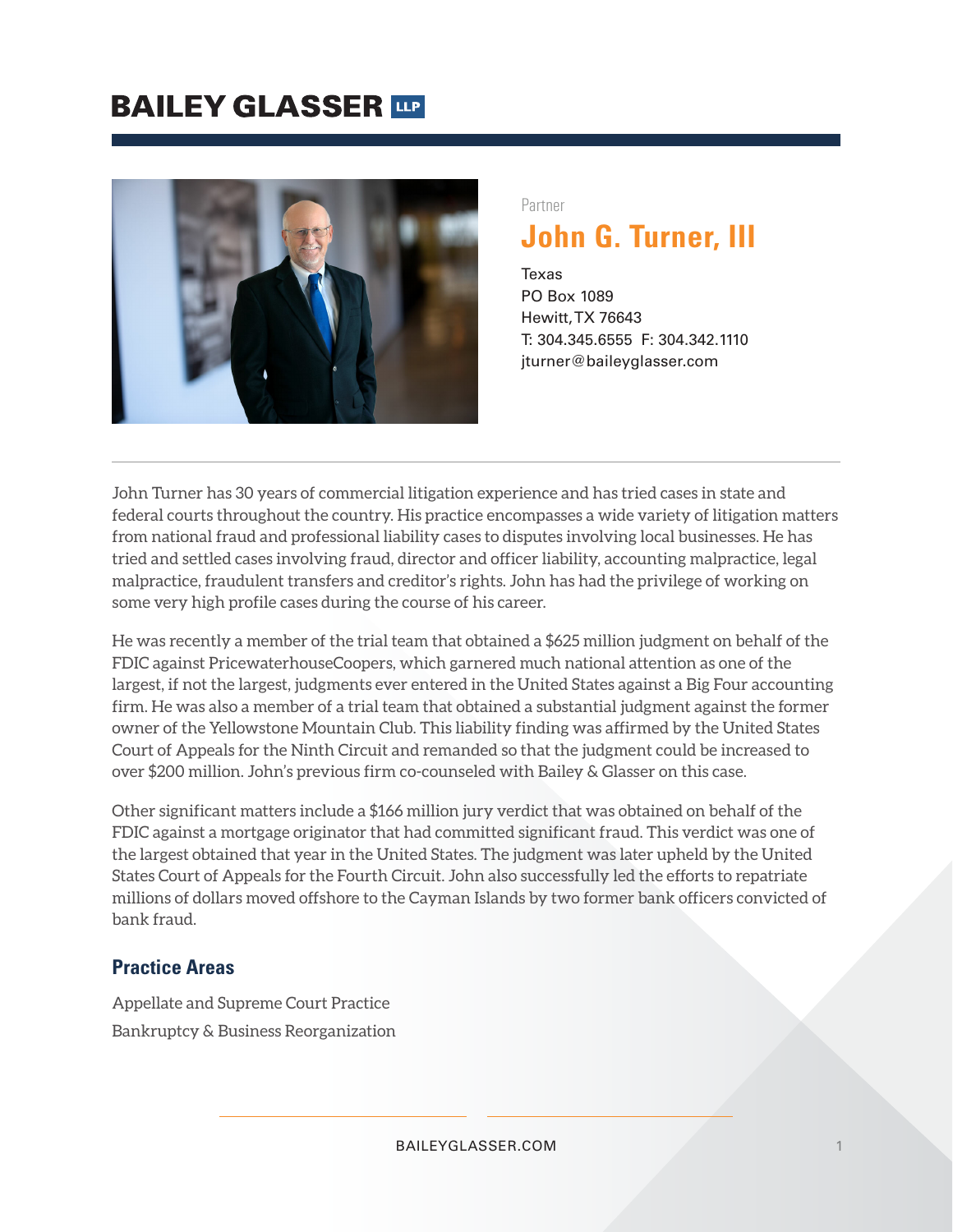# BAILEY GLASSER LLP

Partner

## John G. Turner, III

Texas
PO Box 1089
Hewitt, TX 76643
T: 304.345.6555 F: 304.342.1110
jturner@baileyglasser.com

John Turner has 30 years of commercial litigation experience and has tried cases in state and federal courts throughout the country. His practice encompasses a wide variety of litigation matters from national fraud and professional liability cases to disputes involving local businesses. He has tried and settled cases involving fraud, director and officer liability, accounting malpractice, legal malpractice, fraudulent transfers and creditor's rights. John has had the privilege of working on some very high profile cases during the course of his career.

He was recently a member of the trial team that obtained a $625 million judgment on behalf of the FDIC against PricewaterhouseCoopers, which garnered much national attention as one of the largest, if not the largest, judgments ever entered in the United States against a Big Four accounting firm. He was also a member of a trial team that obtained a substantial judgment against the former owner of the Yellowstone Mountain Club. This liability finding was affirmed by the United States Court of Appeals for the Ninth Circuit and remanded so that the judgment could be increased to over $200 million. John's previous firm co-counseled with Bailey & Glasser on this case.

Other significant matters include a $166 million jury verdict that was obtained on behalf of the FDIC against a mortgage originator that had committed significant fraud. This verdict was one of the largest obtained that year in the United States. The judgment was later upheld by the United States Court of Appeals for the Fourth Circuit. John also successfully led the efforts to repatriate millions of dollars moved offshore to the Cayman Islands by two former bank officers convicted of bank fraud.

### Practice Areas

Appellate and Supreme Court Practice

Bankruptcy & Business Reorganization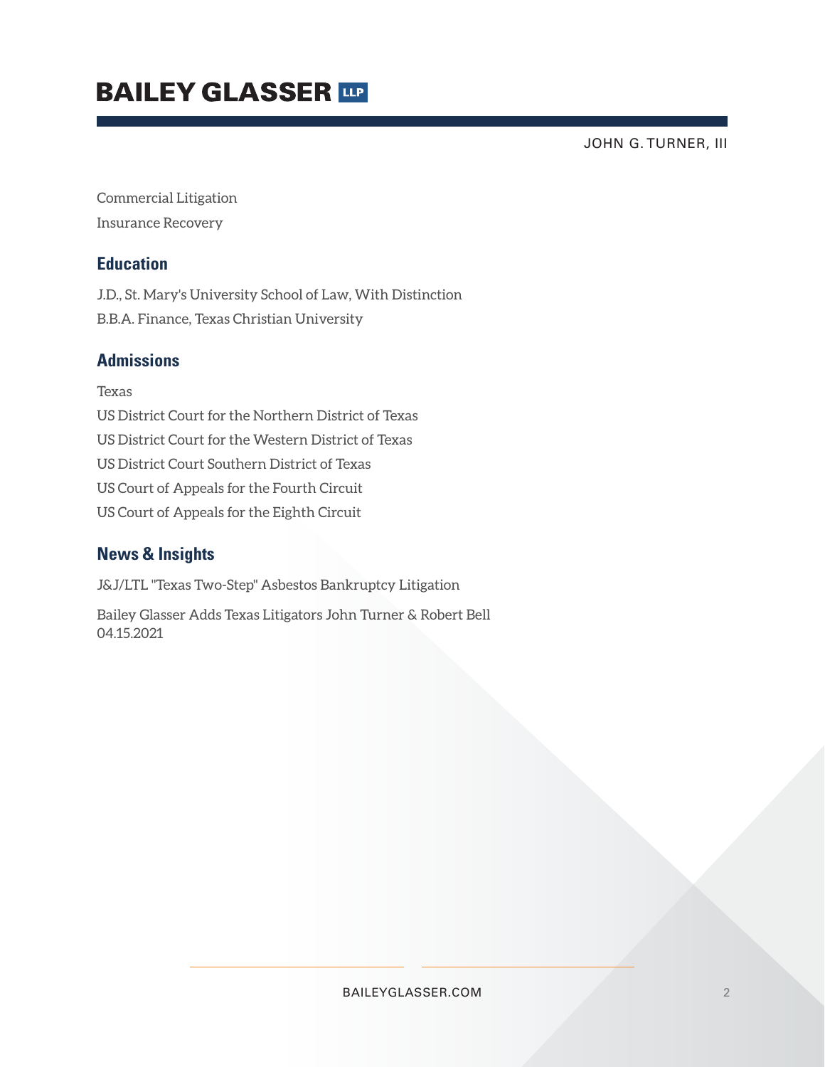Commercial Litigation

Insurance Recovery

## Education

J.D., St. Mary's University School of Law, With Distinction

B.B.A. Finance, Texas Christian University

## Admissions

Texas

US District Court for the Northern District of Texas

US District Court for the Western District of Texas

US District Court Southern District of Texas

US Court of Appeals for the Fourth Circuit

US Court of Appeals for the Eighth Circuit

## News & Insights

J&J/LTL "Texas Two-Step" Asbestos Bankruptcy Litigation

Bailey Glasser Adds Texas Litigators John Turner & Robert Bell
04.15.2021